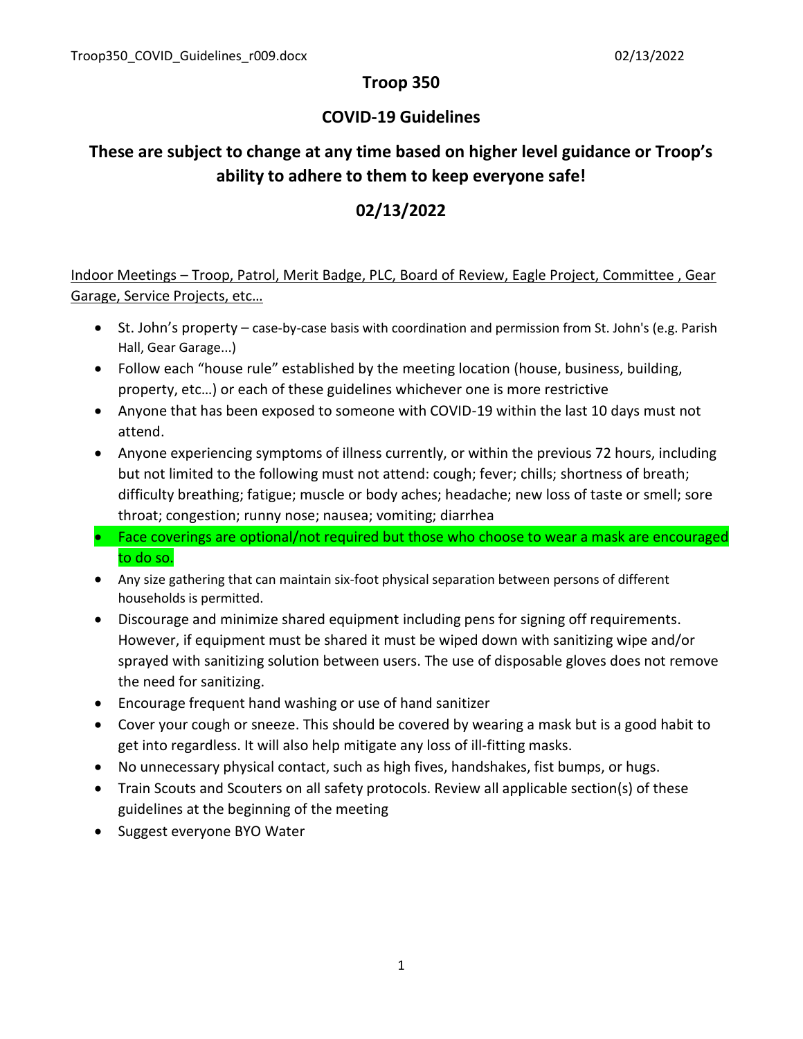# Troop 350

## COVID-19 Guidelines

## These are subject to change at any time based on higher level guidance or Troop's ability to adhere to them to keep everyone safe!

## 02/13/2022

Indoor Meetings – Troop, Patrol, Merit Badge, PLC, Board of Review, Eagle Project, Committee , Gear Garage, Service Projects, etc…

- St. John's property – case-by-case basis with coordination and permission from St. John's (e.g. Parish Hall, Gear Garage...)
- Follow each "house rule" established by the meeting location (house, business, building, property, etc…) or each of these guidelines whichever one is more restrictive
- Anyone that has been exposed to someone with COVID-19 within the last 10 days must not attend.
- Anyone experiencing symptoms of illness currently, or within the previous 72 hours, including but not limited to the following must not attend: cough; fever; chills; shortness of breath; difficulty breathing; fatigue; muscle or body aches; headache; new loss of taste or smell; sore throat; congestion; runny nose; nausea; vomiting; diarrhea
- Face coverings are optional/not required but those who choose to wear a mask are encouraged to do so.
- Any size gathering that can maintain six-foot physical separation between persons of different households is permitted.
- Discourage and minimize shared equipment including pens for signing off requirements. However, if equipment must be shared it must be wiped down with sanitizing wipe and/or sprayed with sanitizing solution between users. The use of disposable gloves does not remove the need for sanitizing.
- Encourage frequent hand washing or use of hand sanitizer
- Cover your cough or sneeze. This should be covered by wearing a mask but is a good habit to get into regardless. It will also help mitigate any loss of ill-fitting masks.
- No unnecessary physical contact, such as high fives, handshakes, fist bumps, or hugs.
- Train Scouts and Scouters on all safety protocols. Review all applicable section(s) of these guidelines at the beginning of the meeting
- Suggest everyone BYO Water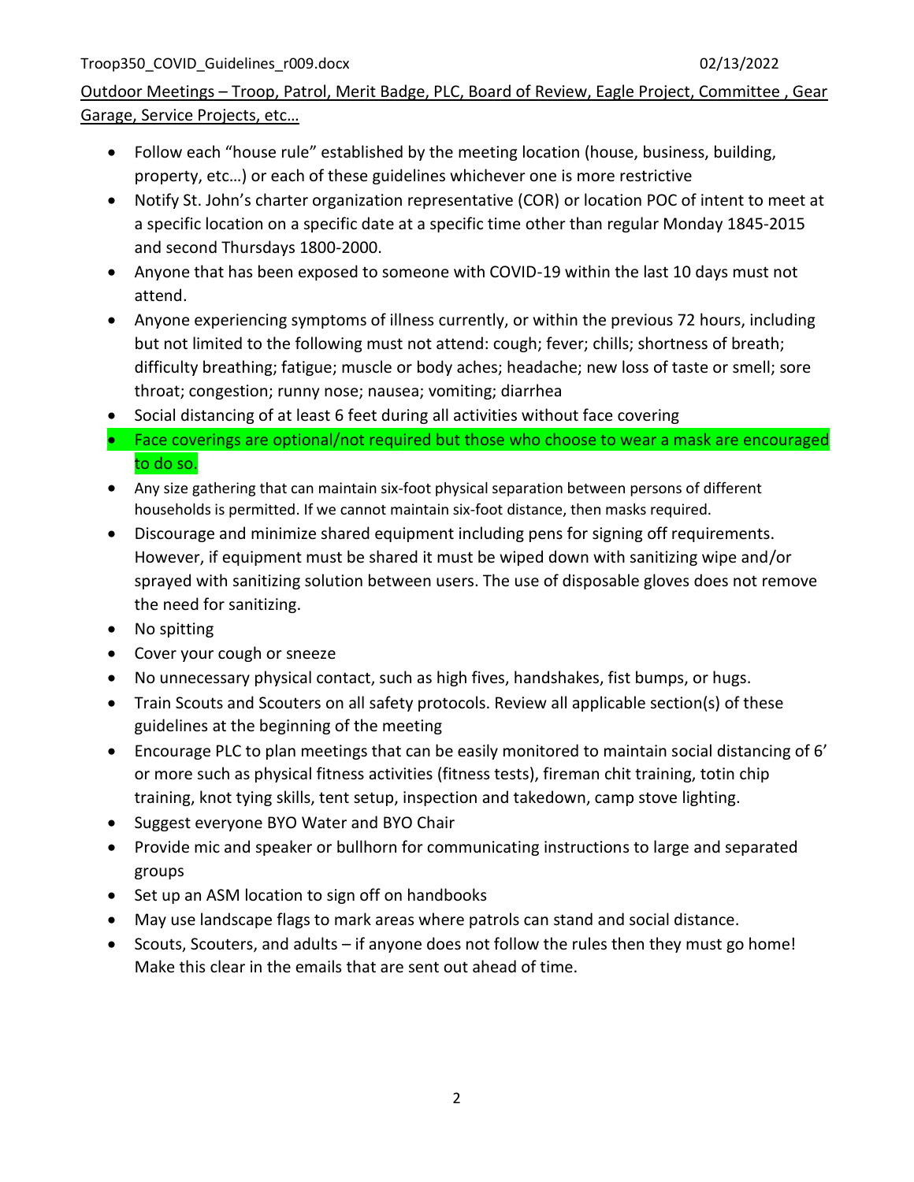Outdoor Meetings – Troop, Patrol, Merit Badge, PLC, Board of Review, Eagle Project, Committee , Gear Garage, Service Projects, etc…

- Follow each "house rule" established by the meeting location (house, business, building, property, etc…) or each of these guidelines whichever one is more restrictive
- Notify St. John's charter organization representative (COR) or location POC of intent to meet at a specific location on a specific date at a specific time other than regular Monday 1845-2015 and second Thursdays 1800-2000.
- Anyone that has been exposed to someone with COVID-19 within the last 10 days must not attend.
- Anyone experiencing symptoms of illness currently, or within the previous 72 hours, including but not limited to the following must not attend: cough; fever; chills; shortness of breath; difficulty breathing; fatigue; muscle or body aches; headache; new loss of taste or smell; sore throat; congestion; runny nose; nausea; vomiting; diarrhea
- Social distancing of at least 6 feet during all activities without face covering
- Face coverings are optional/not required but those who choose to wear a mask are encouraged to do so.
- Any size gathering that can maintain six-foot physical separation between persons of different households is permitted. If we cannot maintain six-foot distance, then masks required.
- Discourage and minimize shared equipment including pens for signing off requirements. However, if equipment must be shared it must be wiped down with sanitizing wipe and/or sprayed with sanitizing solution between users. The use of disposable gloves does not remove the need for sanitizing.
- No spitting
- Cover your cough or sneeze
- No unnecessary physical contact, such as high fives, handshakes, fist bumps, or hugs.
- Train Scouts and Scouters on all safety protocols. Review all applicable section(s) of these guidelines at the beginning of the meeting
- Encourage PLC to plan meetings that can be easily monitored to maintain social distancing of 6' or more such as physical fitness activities (fitness tests), fireman chit training, totin chip training, knot tying skills, tent setup, inspection and takedown, camp stove lighting.
- Suggest everyone BYO Water and BYO Chair
- Provide mic and speaker or bullhorn for communicating instructions to large and separated groups
- Set up an ASM location to sign off on handbooks
- May use landscape flags to mark areas where patrols can stand and social distance.
- Scouts, Scouters, and adults – if anyone does not follow the rules then they must go home! Make this clear in the emails that are sent out ahead of time.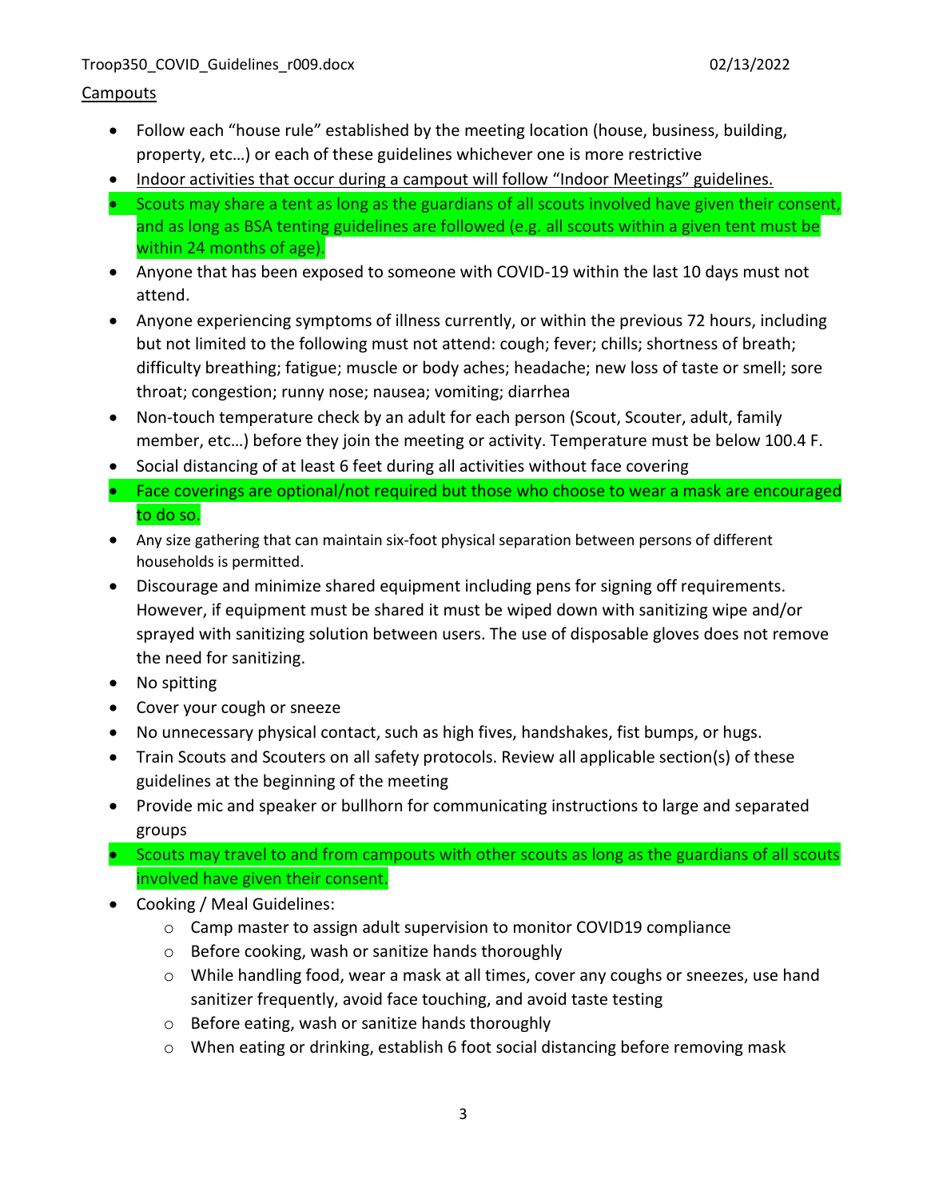Campouts

- Follow each "house rule" established by the meeting location (house, business, building, property, etc…) or each of these guidelines whichever one is more restrictive
- Indoor activities that occur during a campout will follow "Indoor Meetings" guidelines.
- Scouts may share a tent as long as the guardians of all scouts involved have given their consent, and as long as BSA tenting guidelines are followed (e.g. all scouts within a given tent must be within 24 months of age).
- Anyone that has been exposed to someone with COVID-19 within the last 10 days must not attend.
- Anyone experiencing symptoms of illness currently, or within the previous 72 hours, including but not limited to the following must not attend: cough; fever; chills; shortness of breath; difficulty breathing; fatigue; muscle or body aches; headache; new loss of taste or smell; sore throat; congestion; runny nose; nausea; vomiting; diarrhea
- Non-touch temperature check by an adult for each person (Scout, Scouter, adult, family member, etc…) before they join the meeting or activity. Temperature must be below 100.4 F.
- Social distancing of at least 6 feet during all activities without face covering
- Face coverings are optional/not required but those who choose to wear a mask are encouraged to do so.
- Any size gathering that can maintain six-foot physical separation between persons of different households is permitted.
- Discourage and minimize shared equipment including pens for signing off requirements. However, if equipment must be shared it must be wiped down with sanitizing wipe and/or sprayed with sanitizing solution between users. The use of disposable gloves does not remove the need for sanitizing.
- No spitting
- Cover your cough or sneeze
- No unnecessary physical contact, such as high fives, handshakes, fist bumps, or hugs.
- Train Scouts and Scouters on all safety protocols. Review all applicable section(s) of these guidelines at the beginning of the meeting
- Provide mic and speaker or bullhorn for communicating instructions to large and separated groups
- Scouts may travel to and from campouts with other scouts as long as the guardians of all scouts involved have given their consent.
- Cooking / Meal Guidelines:
  - Camp master to assign adult supervision to monitor COVID19 compliance
  - Before cooking, wash or sanitize hands thoroughly
  - While handling food, wear a mask at all times, cover any coughs or sneezes, use hand sanitizer frequently, avoid face touching, and avoid taste testing
  - Before eating, wash or sanitize hands thoroughly
  - When eating or drinking, establish 6 foot social distancing before removing mask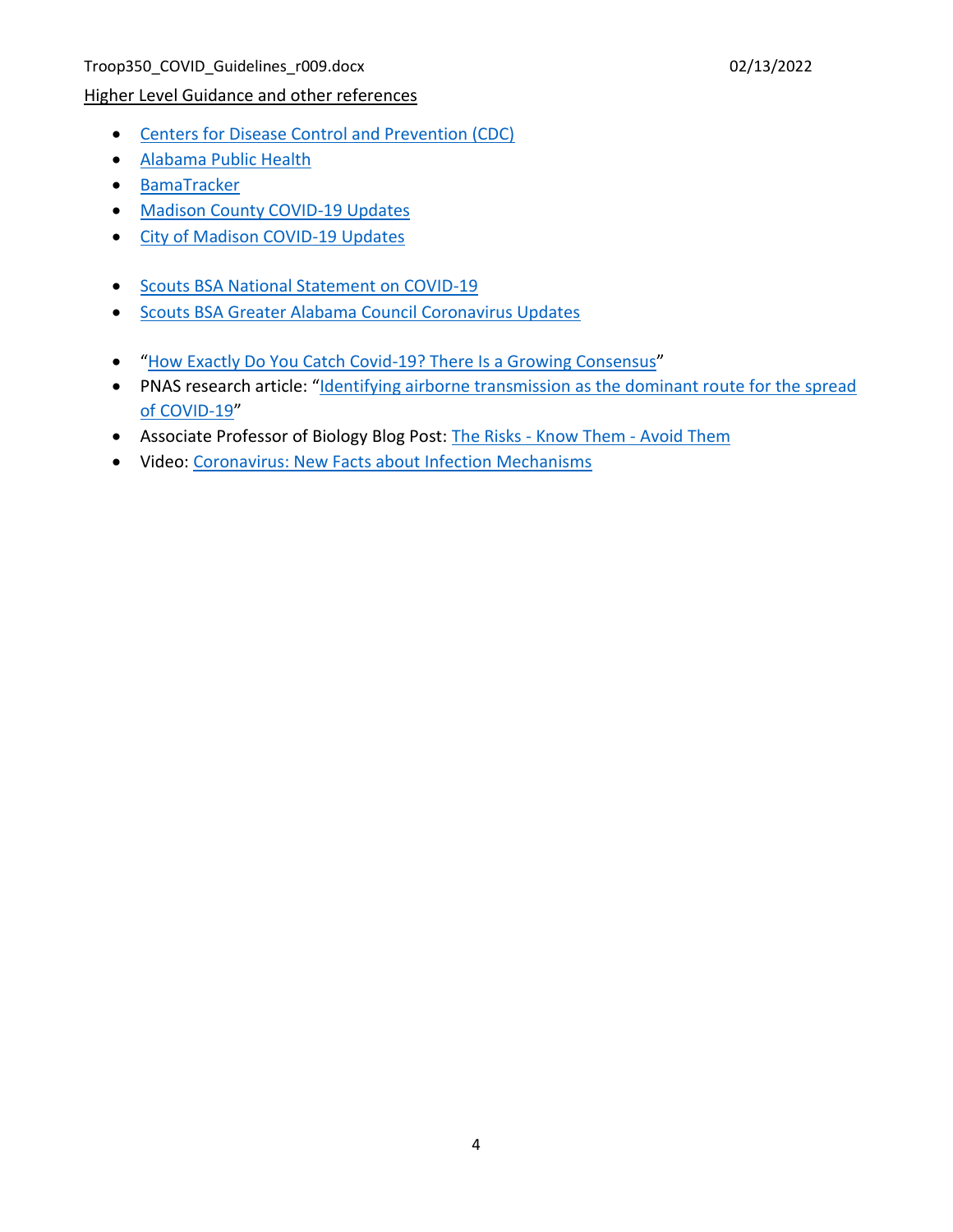Higher Level Guidance and other references

- Centers for Disease Control and Prevention (CDC)
- Alabama Public Health
- BamaTracker
- Madison County COVID-19 Updates
- City of Madison COVID-19 Updates

- Scouts BSA National Statement on COVID-19
- Scouts BSA Greater Alabama Council Coronavirus Updates

- "How Exactly Do You Catch Covid-19? There Is a Growing Consensus"
- PNAS research article: "Identifying airborne transmission as the dominant route for the spread of COVID-19"
- Associate Professor of Biology Blog Post: The Risks - Know Them - Avoid Them
- Video: Coronavirus: New Facts about Infection Mechanisms